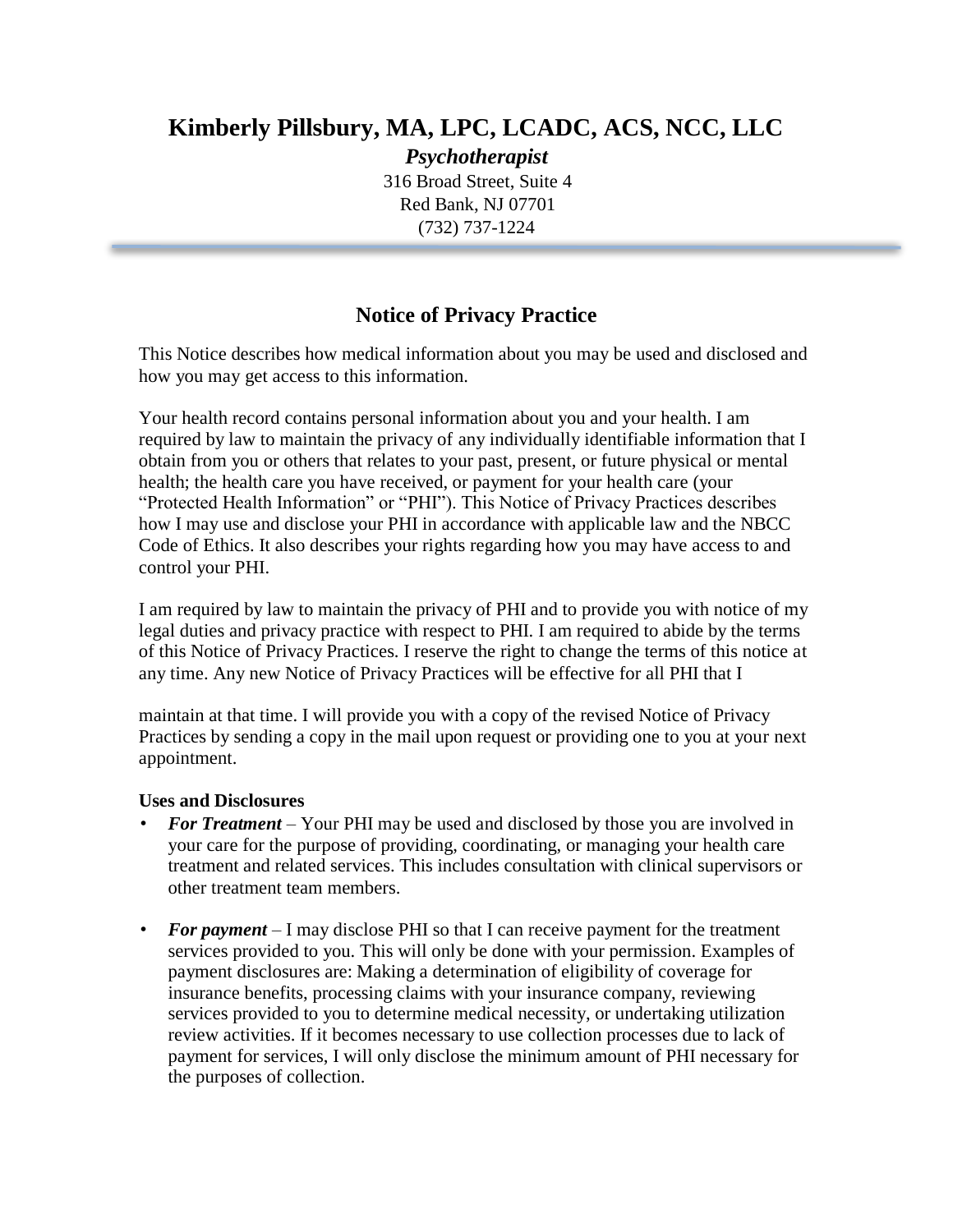# Kimberly Pillsbury, MA, LPC, LCADC, ACS, NCC, LLC

***Psychotherapist***

316 Broad Street, Suite 4
Red Bank, NJ 07701
(732) 737-1224

## Notice of Privacy Practice

This Notice describes how medical information about you may be used and disclosed and how you may get access to this information.

Your health record contains personal information about you and your health. I am required by law to maintain the privacy of any individually identifiable information that I obtain from you or others that relates to your past, present, or future physical or mental health; the health care you have received, or payment for your health care (your "Protected Health Information" or "PHI"). This Notice of Privacy Practices describes how I may use and disclose your PHI in accordance with applicable law and the NBCC Code of Ethics. It also describes your rights regarding how you may have access to and control your PHI.

I am required by law to maintain the privacy of PHI and to provide you with notice of my legal duties and privacy practice with respect to PHI. I am required to abide by the terms of this Notice of Privacy Practices. I reserve the right to change the terms of this notice at any time. Any new Notice of Privacy Practices will be effective for all PHI that I maintain at that time. I will provide you with a copy of the revised Notice of Privacy Practices by sending a copy in the mail upon request or providing one to you at your next appointment.

**Uses and Disclosures**

- ***For Treatment*** – Your PHI may be used and disclosed by those you are involved in your care for the purpose of providing, coordinating, or managing your health care treatment and related services. This includes consultation with clinical supervisors or other treatment team members.

- ***For payment*** – I may disclose PHI so that I can receive payment for the treatment services provided to you. This will only be done with your permission. Examples of payment disclosures are: Making a determination of eligibility of coverage for insurance benefits, processing claims with your insurance company, reviewing services provided to you to determine medical necessity, or undertaking utilization review activities. If it becomes necessary to use collection processes due to lack of payment for services, I will only disclose the minimum amount of PHI necessary for the purposes of collection.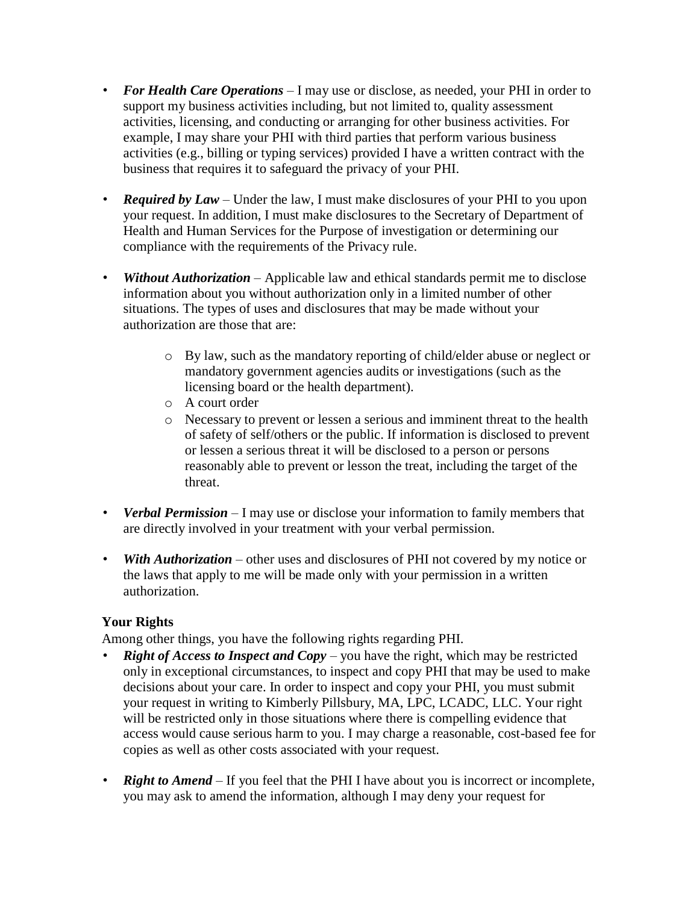- ***For Health Care Operations*** – I may use or disclose, as needed, your PHI in order to support my business activities including, but not limited to, quality assessment activities, licensing, and conducting or arranging for other business activities. For example, I may share your PHI with third parties that perform various business activities (e.g., billing or typing services) provided I have a written contract with the business that requires it to safeguard the privacy of your PHI.

- ***Required by Law*** – Under the law, I must make disclosures of your PHI to you upon your request. In addition, I must make disclosures to the Secretary of Department of Health and Human Services for the Purpose of investigation or determining our compliance with the requirements of the Privacy rule.

- ***Without Authorization*** – Applicable law and ethical standards permit me to disclose information about you without authorization only in a limited number of other situations. The types of uses and disclosures that may be made without your authorization are those that are:

    - By law, such as the mandatory reporting of child/elder abuse or neglect or mandatory government agencies audits or investigations (such as the licensing board or the health department).
    - A court order
    - Necessary to prevent or lessen a serious and imminent threat to the health of safety of self/others or the public. If information is disclosed to prevent or lessen a serious threat it will be disclosed to a person or persons reasonably able to prevent or lesson the treat, including the target of the threat.

- ***Verbal Permission*** – I may use or disclose your information to family members that are directly involved in your treatment with your verbal permission.

- ***With Authorization*** – other uses and disclosures of PHI not covered by my notice or the laws that apply to me will be made only with your permission in a written authorization.

**Your Rights**

Among other things, you have the following rights regarding PHI.

- ***Right of Access to Inspect and Copy*** – you have the right, which may be restricted only in exceptional circumstances, to inspect and copy PHI that may be used to make decisions about your care. In order to inspect and copy your PHI, you must submit your request in writing to Kimberly Pillsbury, MA, LPC, LCADC, LLC. Your right will be restricted only in those situations where there is compelling evidence that access would cause serious harm to you. I may charge a reasonable, cost-based fee for copies as well as other costs associated with your request.

- ***Right to Amend*** – If you feel that the PHI I have about you is incorrect or incomplete, you may ask to amend the information, although I may deny your request for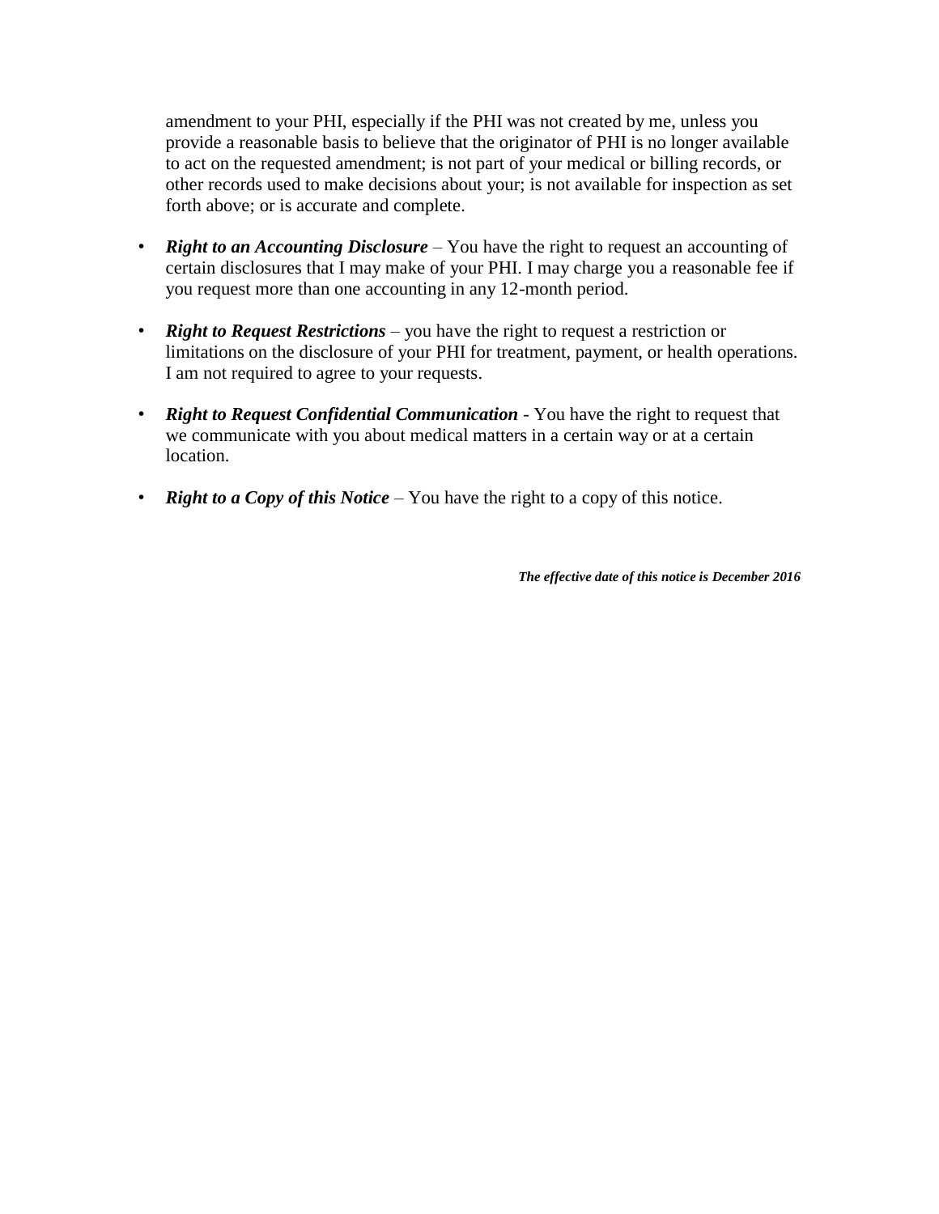amendment to your PHI, especially if the PHI was not created by me, unless you provide a reasonable basis to believe that the originator of PHI is no longer available to act on the requested amendment; is not part of your medical or billing records, or other records used to make decisions about your; is not available for inspection as set forth above; or is accurate and complete.

- ***Right to an Accounting Disclosure*** – You have the right to request an accounting of certain disclosures that I may make of your PHI. I may charge you a reasonable fee if you request more than one accounting in any 12-month period.

- ***Right to Request Restrictions*** – you have the right to request a restriction or limitations on the disclosure of your PHI for treatment, payment, or health operations. I am not required to agree to your requests.

- ***Right to Request Confidential Communication*** - You have the right to request that we communicate with you about medical matters in a certain way or at a certain location.

- ***Right to a Copy of this Notice*** – You have the right to a copy of this notice.

***The effective date of this notice is December 2016***